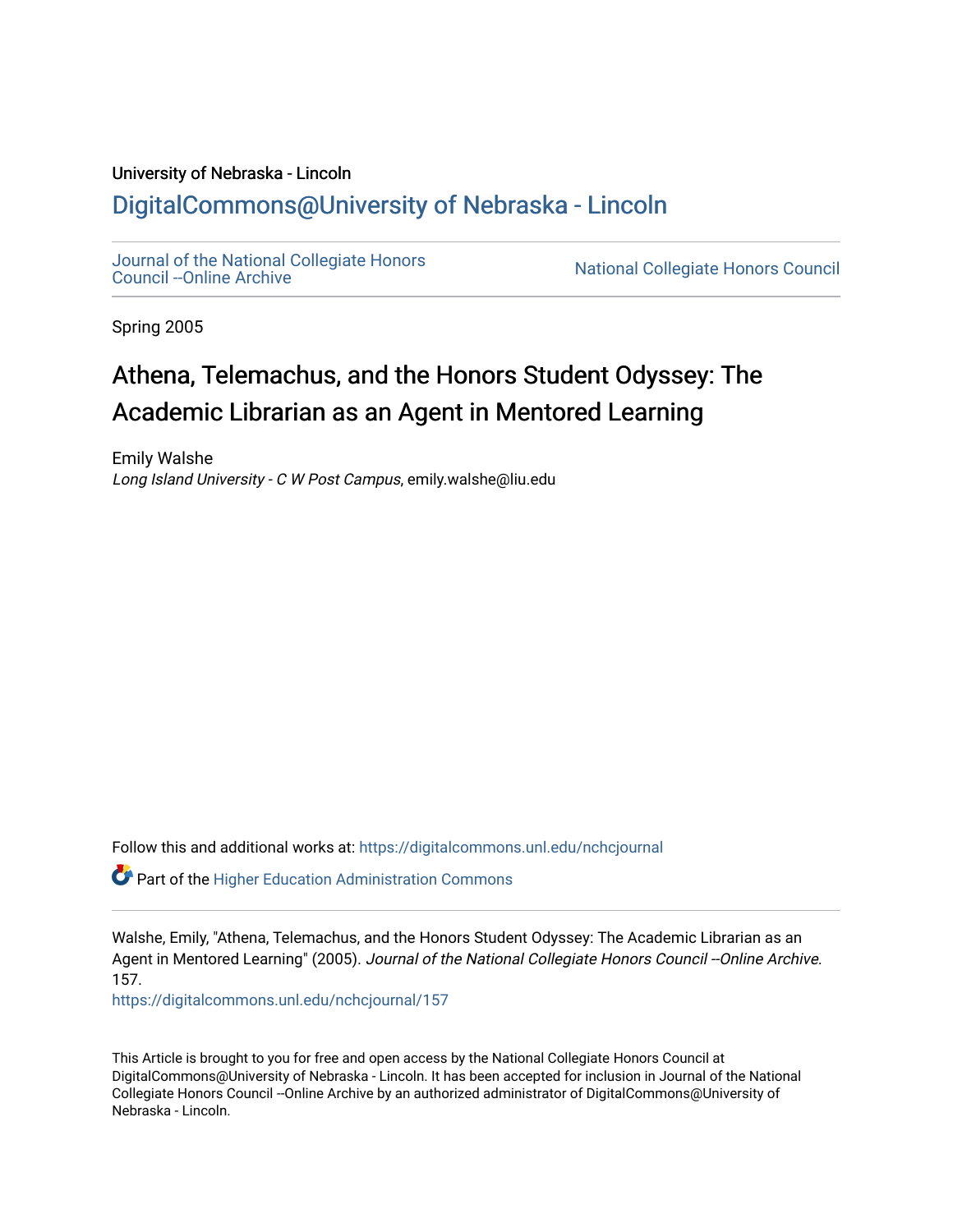University of Nebraska - Lincoln

DigitalCommons@University of Nebraska - Lincoln

Journal of the National Collegiate Honors Council --Online Archive

National Collegiate Honors Council

Spring 2005

# Athena, Telemachus, and the Honors Student Odyssey: The Academic Librarian as an Agent in Mentored Learning

Emily Walshe
*Long Island University - C W Post Campus*, emily.walshe@liu.edu

Follow this and additional works at: https://digitalcommons.unl.edu/nchcjournal

Part of the Higher Education Administration Commons

Walshe, Emily, "Athena, Telemachus, and the Honors Student Odyssey: The Academic Librarian as an Agent in Mentored Learning" (2005). *Journal of the National Collegiate Honors Council --Online Archive*. 157.
https://digitalcommons.unl.edu/nchcjournal/157

This Article is brought to you for free and open access by the National Collegiate Honors Council at DigitalCommons@University of Nebraska - Lincoln. It has been accepted for inclusion in Journal of the National Collegiate Honors Council --Online Archive by an authorized administrator of DigitalCommons@University of Nebraska - Lincoln.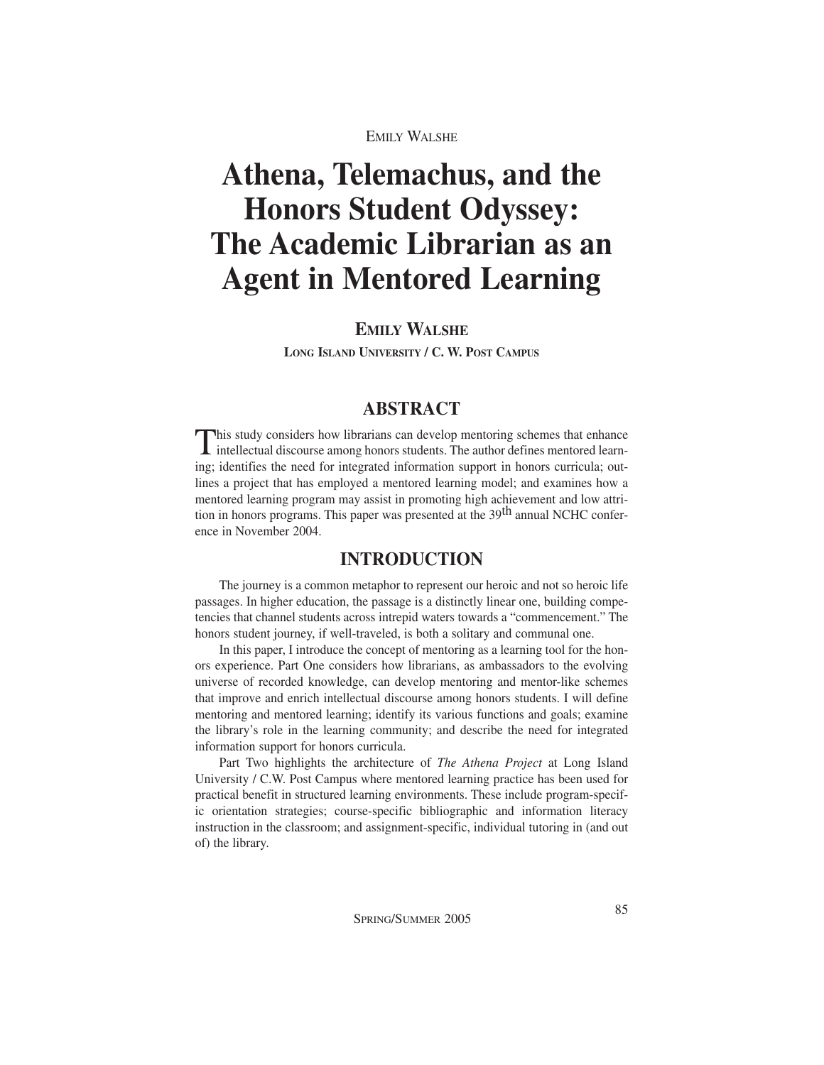# Athena, Telemachus, and the Honors Student Odyssey: The Academic Librarian as an Agent in Mentored Learning

**EMILY WALSHE**

**LONG ISLAND UNIVERSITY / C. W. POST CAMPUS**

## ABSTRACT

This study considers how librarians can develop mentoring schemes that enhance intellectual discourse among honors students. The author defines mentored learning; identifies the need for integrated information support in honors curricula; outlines a project that has employed a mentored learning model; and examines how a mentored learning program may assist in promoting high achievement and low attrition in honors programs. This paper was presented at the 39th annual NCHC conference in November 2004.

## INTRODUCTION

The journey is a common metaphor to represent our heroic and not so heroic life passages. In higher education, the passage is a distinctly linear one, building competencies that channel students across intrepid waters towards a "commencement." The honors student journey, if well-traveled, is both a solitary and communal one.

In this paper, I introduce the concept of mentoring as a learning tool for the honors experience. Part One considers how librarians, as ambassadors to the evolving universe of recorded knowledge, can develop mentoring and mentor-like schemes that improve and enrich intellectual discourse among honors students. I will define mentoring and mentored learning; identify its various functions and goals; examine the library's role in the learning community; and describe the need for integrated information support for honors curricula.

Part Two highlights the architecture of *The Athena Project* at Long Island University / C.W. Post Campus where mentored learning practice has been used for practical benefit in structured learning environments. These include program-specific orientation strategies; course-specific bibliographic and information literacy instruction in the classroom; and assignment-specific, individual tutoring in (and out of) the library.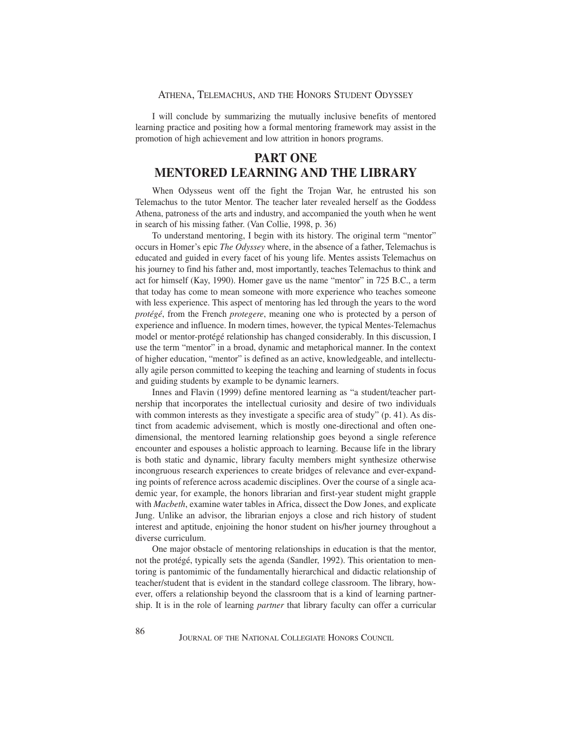I will conclude by summarizing the mutually inclusive benefits of mentored learning practice and positing how a formal mentoring framework may assist in the promotion of high achievement and low attrition in honors programs.

# PART ONE
# MENTORED LEARNING AND THE LIBRARY

When Odysseus went off the fight the Trojan War, he entrusted his son Telemachus to the tutor Mentor. The teacher later revealed herself as the Goddess Athena, patroness of the arts and industry, and accompanied the youth when he went in search of his missing father. (Van Collie, 1998, p. 36)

To understand mentoring, I begin with its history. The original term "mentor" occurs in Homer's epic *The Odyssey* where, in the absence of a father, Telemachus is educated and guided in every facet of his young life. Mentes assists Telemachus on his journey to find his father and, most importantly, teaches Telemachus to think and act for himself (Kay, 1990). Homer gave us the name "mentor" in 725 B.C., a term that today has come to mean someone with more experience who teaches someone with less experience. This aspect of mentoring has led through the years to the word *protégé*, from the French *protegere*, meaning one who is protected by a person of experience and influence. In modern times, however, the typical Mentes-Telemachus model or mentor-protégé relationship has changed considerably. In this discussion, I use the term "mentor" in a broad, dynamic and metaphorical manner. In the context of higher education, "mentor" is defined as an active, knowledgeable, and intellectually agile person committed to keeping the teaching and learning of students in focus and guiding students by example to be dynamic learners.

Innes and Flavin (1999) define mentored learning as "a student/teacher partnership that incorporates the intellectual curiosity and desire of two individuals with common interests as they investigate a specific area of study" (p. 41). As distinct from academic advisement, which is mostly one-directional and often one-dimensional, the mentored learning relationship goes beyond a single reference encounter and espouses a holistic approach to learning. Because life in the library is both static and dynamic, library faculty members might synthesize otherwise incongruous research experiences to create bridges of relevance and ever-expanding points of reference across academic disciplines. Over the course of a single academic year, for example, the honors librarian and first-year student might grapple with *Macbeth*, examine water tables in Africa, dissect the Dow Jones, and explicate Jung. Unlike an advisor, the librarian enjoys a close and rich history of student interest and aptitude, enjoining the honor student on his/her journey throughout a diverse curriculum.

One major obstacle of mentoring relationships in education is that the mentor, not the protégé, typically sets the agenda (Sandler, 1992). This orientation to mentoring is pantomimic of the fundamentally hierarchical and didactic relationship of teacher/student that is evident in the standard college classroom. The library, however, offers a relationship beyond the classroom that is a kind of learning partnership. It is in the role of learning *partner* that library faculty can offer a curricular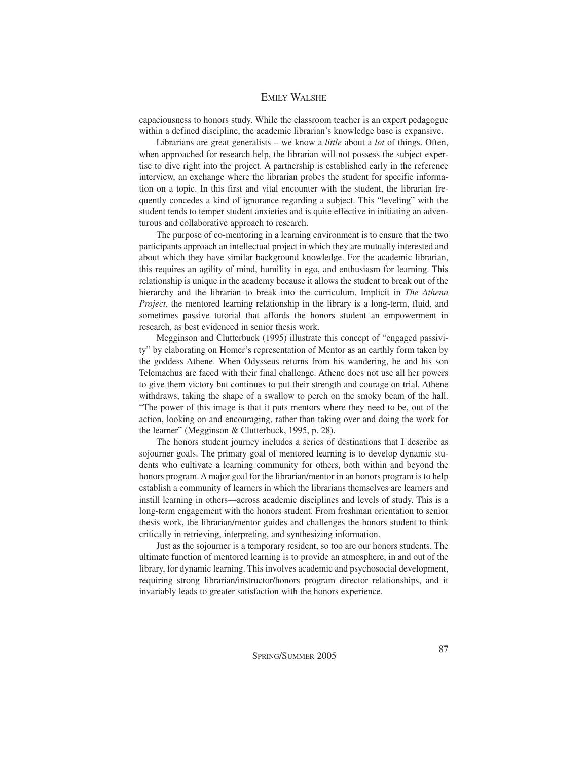capaciousness to honors study. While the classroom teacher is an expert pedagogue within a defined discipline, the academic librarian's knowledge base is expansive.

Librarians are great generalists – we know a *little* about a *lot* of things. Often, when approached for research help, the librarian will not possess the subject expertise to dive right into the project. A partnership is established early in the reference interview, an exchange where the librarian probes the student for specific information on a topic. In this first and vital encounter with the student, the librarian frequently concedes a kind of ignorance regarding a subject. This "leveling" with the student tends to temper student anxieties and is quite effective in initiating an adventurous and collaborative approach to research.

The purpose of co-mentoring in a learning environment is to ensure that the two participants approach an intellectual project in which they are mutually interested and about which they have similar background knowledge. For the academic librarian, this requires an agility of mind, humility in ego, and enthusiasm for learning. This relationship is unique in the academy because it allows the student to break out of the hierarchy and the librarian to break into the curriculum. Implicit in *The Athena Project*, the mentored learning relationship in the library is a long-term, fluid, and sometimes passive tutorial that affords the honors student an empowerment in research, as best evidenced in senior thesis work.

Megginson and Clutterbuck (1995) illustrate this concept of "engaged passivity" by elaborating on Homer's representation of Mentor as an earthly form taken by the goddess Athene. When Odysseus returns from his wandering, he and his son Telemachus are faced with their final challenge. Athene does not use all her powers to give them victory but continues to put their strength and courage on trial. Athene withdraws, taking the shape of a swallow to perch on the smoky beam of the hall. "The power of this image is that it puts mentors where they need to be, out of the action, looking on and encouraging, rather than taking over and doing the work for the learner" (Megginson & Clutterbuck, 1995, p. 28).

The honors student journey includes a series of destinations that I describe as sojourner goals. The primary goal of mentored learning is to develop dynamic students who cultivate a learning community for others, both within and beyond the honors program. A major goal for the librarian/mentor in an honors program is to help establish a community of learners in which the librarians themselves are learners and instill learning in others—across academic disciplines and levels of study. This is a long-term engagement with the honors student. From freshman orientation to senior thesis work, the librarian/mentor guides and challenges the honors student to think critically in retrieving, interpreting, and synthesizing information.

Just as the sojourner is a temporary resident, so too are our honors students. The ultimate function of mentored learning is to provide an atmosphere, in and out of the library, for dynamic learning. This involves academic and psychosocial development, requiring strong librarian/instructor/honors program director relationships, and it invariably leads to greater satisfaction with the honors experience.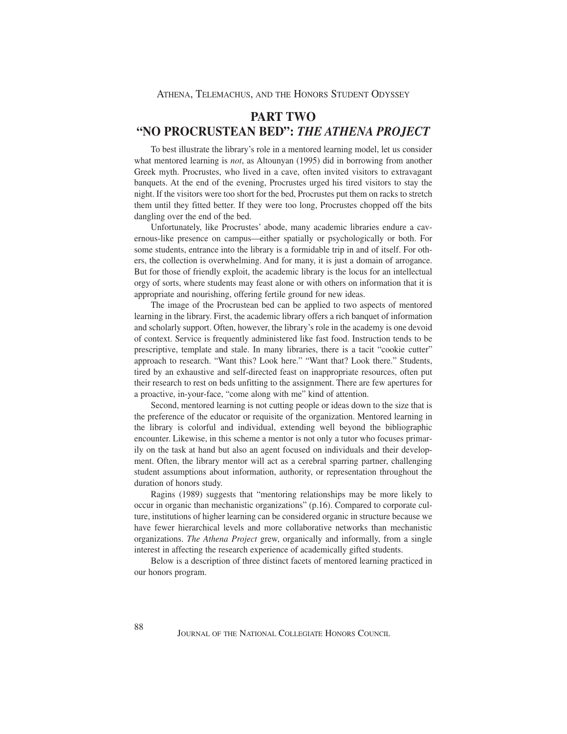## PART TWO
## "NO PROCRUSTEAN BED": *THE ATHENA PROJECT*

To best illustrate the library's role in a mentored learning model, let us consider what mentored learning is *not*, as Altounyan (1995) did in borrowing from another Greek myth. Procrustes, who lived in a cave, often invited visitors to extravagant banquets. At the end of the evening, Procrustes urged his tired visitors to stay the night. If the visitors were too short for the bed, Procrustes put them on racks to stretch them until they fitted better. If they were too long, Procrustes chopped off the bits dangling over the end of the bed.

Unfortunately, like Procrustes' abode, many academic libraries endure a cavernous-like presence on campus—either spatially or psychologically or both. For some students, entrance into the library is a formidable trip in and of itself. For others, the collection is overwhelming. And for many, it is just a domain of arrogance. But for those of friendly exploit, the academic library is the locus for an intellectual orgy of sorts, where students may feast alone or with others on information that it is appropriate and nourishing, offering fertile ground for new ideas.

The image of the Procrustean bed can be applied to two aspects of mentored learning in the library. First, the academic library offers a rich banquet of information and scholarly support. Often, however, the library's role in the academy is one devoid of context. Service is frequently administered like fast food. Instruction tends to be prescriptive, template and stale. In many libraries, there is a tacit "cookie cutter" approach to research. "Want this? Look here." "Want that? Look there." Students, tired by an exhaustive and self-directed feast on inappropriate resources, often put their research to rest on beds unfitting to the assignment. There are few apertures for a proactive, in-your-face, "come along with me" kind of attention.

Second, mentored learning is not cutting people or ideas down to the size that is the preference of the educator or requisite of the organization. Mentored learning in the library is colorful and individual, extending well beyond the bibliographic encounter. Likewise, in this scheme a mentor is not only a tutor who focuses primarily on the task at hand but also an agent focused on individuals and their development. Often, the library mentor will act as a cerebral sparring partner, challenging student assumptions about information, authority, or representation throughout the duration of honors study.

Ragins (1989) suggests that "mentoring relationships may be more likely to occur in organic than mechanistic organizations" (p.16). Compared to corporate culture, institutions of higher learning can be considered organic in structure because we have fewer hierarchical levels and more collaborative networks than mechanistic organizations. *The Athena Project* grew, organically and informally, from a single interest in affecting the research experience of academically gifted students.

Below is a description of three distinct facets of mentored learning practiced in our honors program.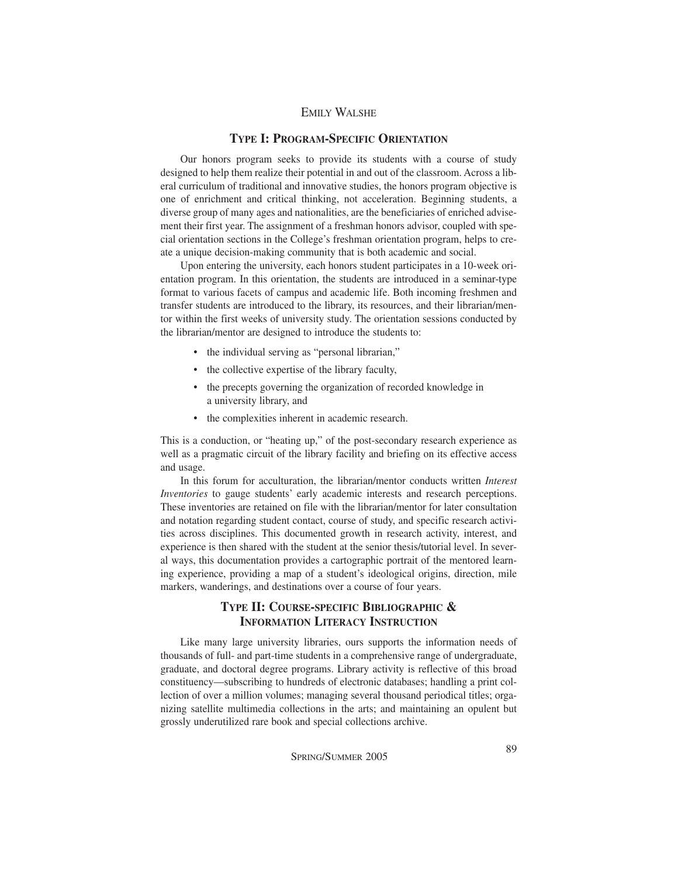## TYPE I: PROGRAM-SPECIFIC ORIENTATION

Our honors program seeks to provide its students with a course of study designed to help them realize their potential in and out of the classroom. Across a liberal curriculum of traditional and innovative studies, the honors program objective is one of enrichment and critical thinking, not acceleration. Beginning students, a diverse group of many ages and nationalities, are the beneficiaries of enriched advisement their first year. The assignment of a freshman honors advisor, coupled with special orientation sections in the College's freshman orientation program, helps to create a unique decision-making community that is both academic and social.

Upon entering the university, each honors student participates in a 10-week orientation program. In this orientation, the students are introduced in a seminar-type format to various facets of campus and academic life. Both incoming freshmen and transfer students are introduced to the library, its resources, and their librarian/mentor within the first weeks of university study. The orientation sessions conducted by the librarian/mentor are designed to introduce the students to:

- the individual serving as "personal librarian,"
- the collective expertise of the library faculty,
- the precepts governing the organization of recorded knowledge in a university library, and
- the complexities inherent in academic research.

This is a conduction, or "heating up," of the post-secondary research experience as well as a pragmatic circuit of the library facility and briefing on its effective access and usage.

In this forum for acculturation, the librarian/mentor conducts written *Interest Inventories* to gauge students' early academic interests and research perceptions. These inventories are retained on file with the librarian/mentor for later consultation and notation regarding student contact, course of study, and specific research activities across disciplines. This documented growth in research activity, interest, and experience is then shared with the student at the senior thesis/tutorial level. In several ways, this documentation provides a cartographic portrait of the mentored learning experience, providing a map of a student's ideological origins, direction, mile markers, wanderings, and destinations over a course of four years.

## TYPE II: COURSE-SPECIFIC BIBLIOGRAPHIC & INFORMATION LITERACY INSTRUCTION

Like many large university libraries, ours supports the information needs of thousands of full- and part-time students in a comprehensive range of undergraduate, graduate, and doctoral degree programs. Library activity is reflective of this broad constituency—subscribing to hundreds of electronic databases; handling a print collection of over a million volumes; managing several thousand periodical titles; organizing satellite multimedia collections in the arts; and maintaining an opulent but grossly underutilized rare book and special collections archive.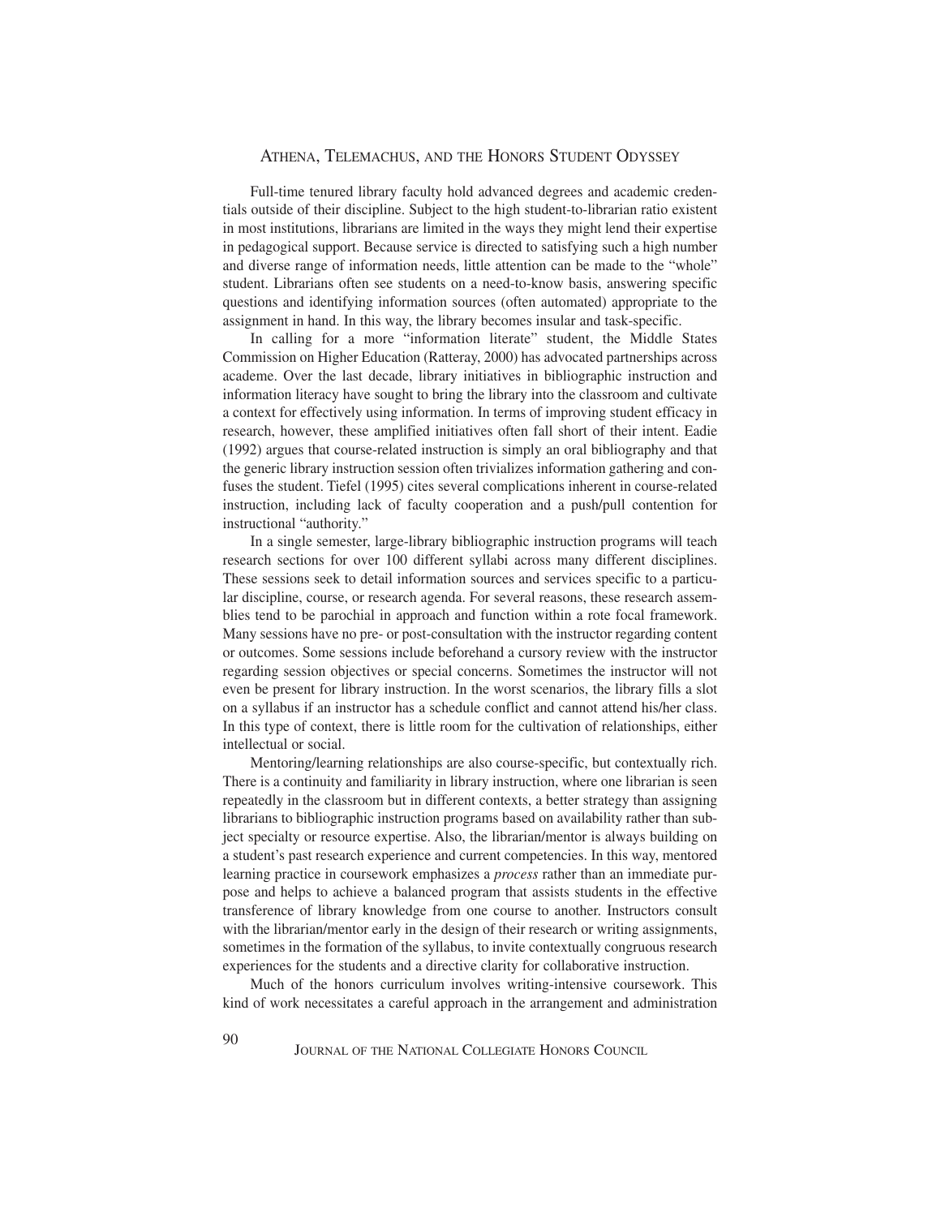Full-time tenured library faculty hold advanced degrees and academic credentials outside of their discipline. Subject to the high student-to-librarian ratio existent in most institutions, librarians are limited in the ways they might lend their expertise in pedagogical support. Because service is directed to satisfying such a high number and diverse range of information needs, little attention can be made to the "whole" student. Librarians often see students on a need-to-know basis, answering specific questions and identifying information sources (often automated) appropriate to the assignment in hand. In this way, the library becomes insular and task-specific.

In calling for a more "information literate" student, the Middle States Commission on Higher Education (Ratteray, 2000) has advocated partnerships across academe. Over the last decade, library initiatives in bibliographic instruction and information literacy have sought to bring the library into the classroom and cultivate a context for effectively using information. In terms of improving student efficacy in research, however, these amplified initiatives often fall short of their intent. Eadie (1992) argues that course-related instruction is simply an oral bibliography and that the generic library instruction session often trivializes information gathering and confuses the student. Tiefel (1995) cites several complications inherent in course-related instruction, including lack of faculty cooperation and a push/pull contention for instructional "authority."

In a single semester, large-library bibliographic instruction programs will teach research sections for over 100 different syllabi across many different disciplines. These sessions seek to detail information sources and services specific to a particular discipline, course, or research agenda. For several reasons, these research assemblies tend to be parochial in approach and function within a rote focal framework. Many sessions have no pre- or post-consultation with the instructor regarding content or outcomes. Some sessions include beforehand a cursory review with the instructor regarding session objectives or special concerns. Sometimes the instructor will not even be present for library instruction. In the worst scenarios, the library fills a slot on a syllabus if an instructor has a schedule conflict and cannot attend his/her class. In this type of context, there is little room for the cultivation of relationships, either intellectual or social.

Mentoring/learning relationships are also course-specific, but contextually rich. There is a continuity and familiarity in library instruction, where one librarian is seen repeatedly in the classroom but in different contexts, a better strategy than assigning librarians to bibliographic instruction programs based on availability rather than subject specialty or resource expertise. Also, the librarian/mentor is always building on a student's past research experience and current competencies. In this way, mentored learning practice in coursework emphasizes a *process* rather than an immediate purpose and helps to achieve a balanced program that assists students in the effective transference of library knowledge from one course to another. Instructors consult with the librarian/mentor early in the design of their research or writing assignments, sometimes in the formation of the syllabus, to invite contextually congruous research experiences for the students and a directive clarity for collaborative instruction.

Much of the honors curriculum involves writing-intensive coursework. This kind of work necessitates a careful approach in the arrangement and administration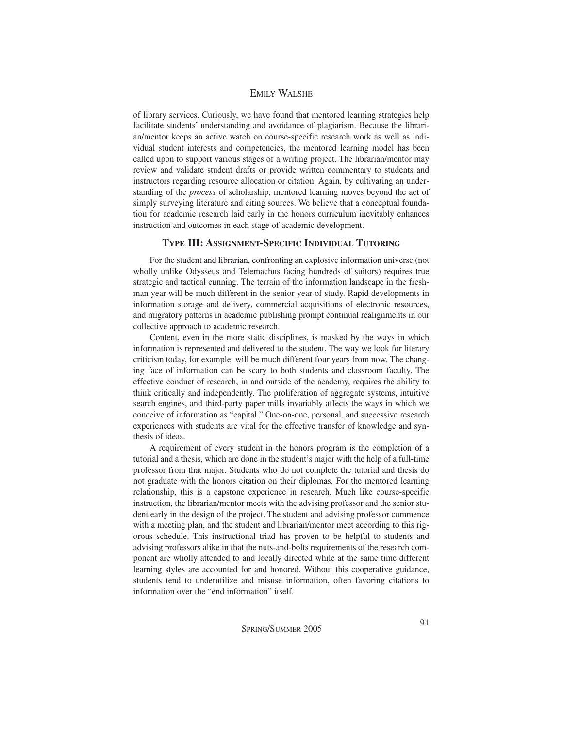of library services. Curiously, we have found that mentored learning strategies help facilitate students' understanding and avoidance of plagiarism. Because the librarian/mentor keeps an active watch on course-specific research work as well as individual student interests and competencies, the mentored learning model has been called upon to support various stages of a writing project. The librarian/mentor may review and validate student drafts or provide written commentary to students and instructors regarding resource allocation or citation. Again, by cultivating an understanding of the *process* of scholarship, mentored learning moves beyond the act of simply surveying literature and citing sources. We believe that a conceptual foundation for academic research laid early in the honors curriculum inevitably enhances instruction and outcomes in each stage of academic development.

## TYPE III: ASSIGNMENT-SPECIFIC INDIVIDUAL TUTORING

For the student and librarian, confronting an explosive information universe (not wholly unlike Odysseus and Telemachus facing hundreds of suitors) requires true strategic and tactical cunning. The terrain of the information landscape in the freshman year will be much different in the senior year of study. Rapid developments in information storage and delivery, commercial acquisitions of electronic resources, and migratory patterns in academic publishing prompt continual realignments in our collective approach to academic research.

Content, even in the more static disciplines, is masked by the ways in which information is represented and delivered to the student. The way we look for literary criticism today, for example, will be much different four years from now. The changing face of information can be scary to both students and classroom faculty. The effective conduct of research, in and outside of the academy, requires the ability to think critically and independently. The proliferation of aggregate systems, intuitive search engines, and third-party paper mills invariably affects the ways in which we conceive of information as "capital." One-on-one, personal, and successive research experiences with students are vital for the effective transfer of knowledge and synthesis of ideas.

A requirement of every student in the honors program is the completion of a tutorial and a thesis, which are done in the student's major with the help of a full-time professor from that major. Students who do not complete the tutorial and thesis do not graduate with the honors citation on their diplomas. For the mentored learning relationship, this is a capstone experience in research. Much like course-specific instruction, the librarian/mentor meets with the advising professor and the senior student early in the design of the project. The student and advising professor commence with a meeting plan, and the student and librarian/mentor meet according to this rigorous schedule. This instructional triad has proven to be helpful to students and advising professors alike in that the nuts-and-bolts requirements of the research component are wholly attended to and locally directed while at the same time different learning styles are accounted for and honored. Without this cooperative guidance, students tend to underutilize and misuse information, often favoring citations to information over the "end information" itself.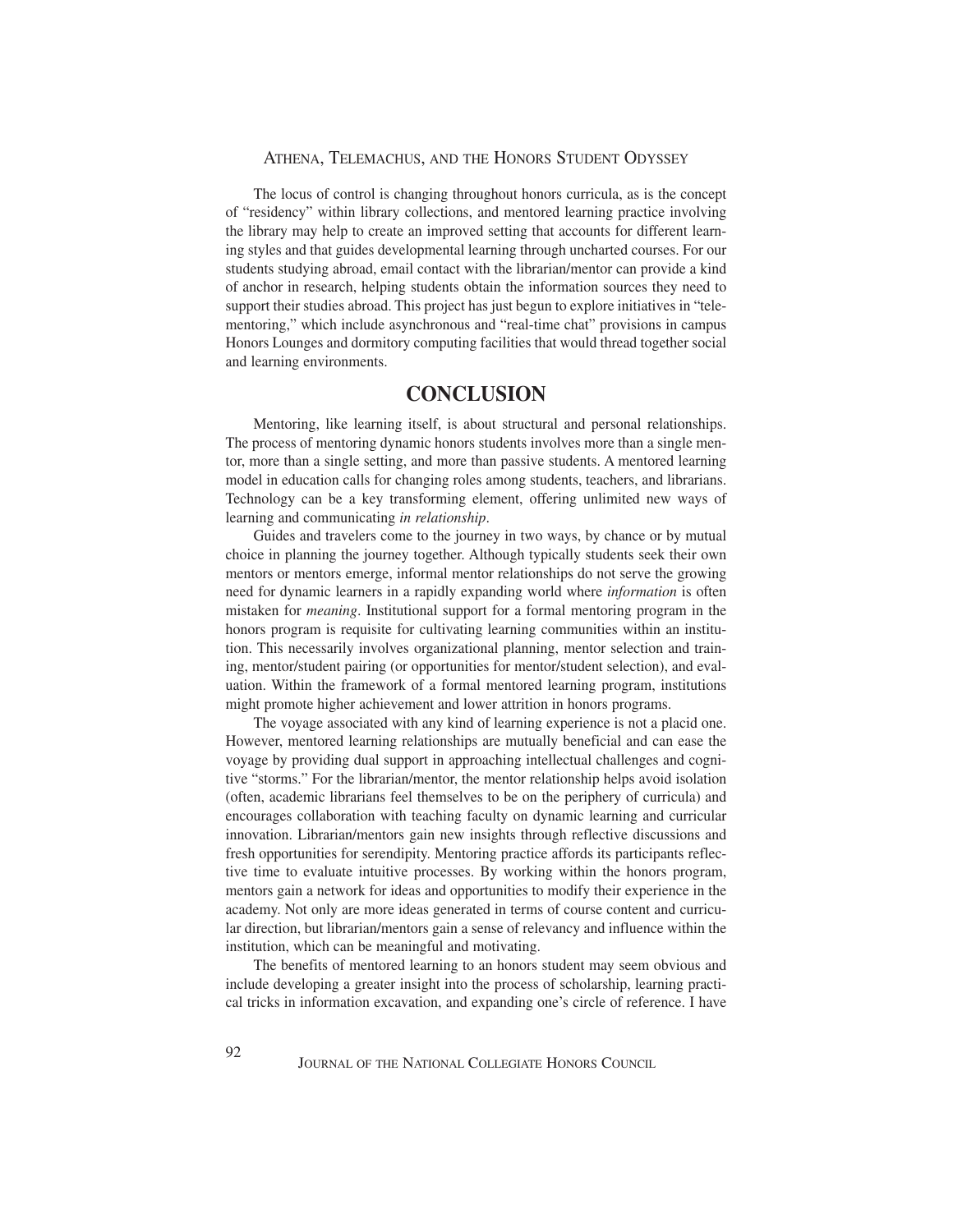The locus of control is changing throughout honors curricula, as is the concept of "residency" within library collections, and mentored learning practice involving the library may help to create an improved setting that accounts for different learning styles and that guides developmental learning through uncharted courses. For our students studying abroad, email contact with the librarian/mentor can provide a kind of anchor in research, helping students obtain the information sources they need to support their studies abroad. This project has just begun to explore initiatives in "telementoring," which include asynchronous and "real-time chat" provisions in campus Honors Lounges and dormitory computing facilities that would thread together social and learning environments.

## CONCLUSION

Mentoring, like learning itself, is about structural and personal relationships. The process of mentoring dynamic honors students involves more than a single mentor, more than a single setting, and more than passive students. A mentored learning model in education calls for changing roles among students, teachers, and librarians. Technology can be a key transforming element, offering unlimited new ways of learning and communicating *in relationship*.

Guides and travelers come to the journey in two ways, by chance or by mutual choice in planning the journey together. Although typically students seek their own mentors or mentors emerge, informal mentor relationships do not serve the growing need for dynamic learners in a rapidly expanding world where *information* is often mistaken for *meaning*. Institutional support for a formal mentoring program in the honors program is requisite for cultivating learning communities within an institution. This necessarily involves organizational planning, mentor selection and training, mentor/student pairing (or opportunities for mentor/student selection), and evaluation. Within the framework of a formal mentored learning program, institutions might promote higher achievement and lower attrition in honors programs.

The voyage associated with any kind of learning experience is not a placid one. However, mentored learning relationships are mutually beneficial and can ease the voyage by providing dual support in approaching intellectual challenges and cognitive "storms." For the librarian/mentor, the mentor relationship helps avoid isolation (often, academic librarians feel themselves to be on the periphery of curricula) and encourages collaboration with teaching faculty on dynamic learning and curricular innovation. Librarian/mentors gain new insights through reflective discussions and fresh opportunities for serendipity. Mentoring practice affords its participants reflective time to evaluate intuitive processes. By working within the honors program, mentors gain a network for ideas and opportunities to modify their experience in the academy. Not only are more ideas generated in terms of course content and curricular direction, but librarian/mentors gain a sense of relevancy and influence within the institution, which can be meaningful and motivating.

The benefits of mentored learning to an honors student may seem obvious and include developing a greater insight into the process of scholarship, learning practical tricks in information excavation, and expanding one's circle of reference. I have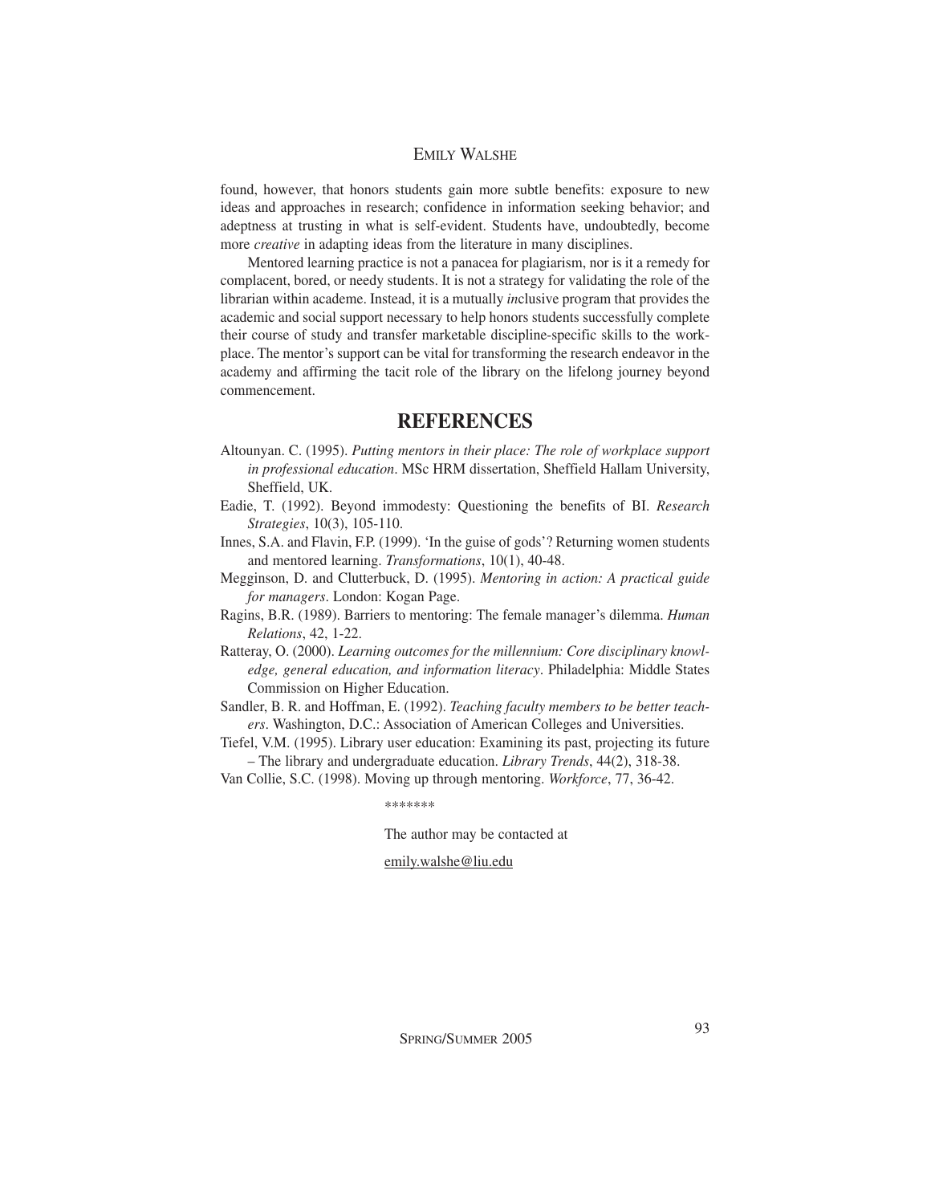found, however, that honors students gain more subtle benefits: exposure to new ideas and approaches in research; confidence in information seeking behavior; and adeptness at trusting in what is self-evident. Students have, undoubtedly, become more *creative* in adapting ideas from the literature in many disciplines.

Mentored learning practice is not a panacea for plagiarism, nor is it a remedy for complacent, bored, or needy students. It is not a strategy for validating the role of the librarian within academe. Instead, it is a mutually *in*clusive program that provides the academic and social support necessary to help honors students successfully complete their course of study and transfer marketable discipline-specific skills to the workplace. The mentor's support can be vital for transforming the research endeavor in the academy and affirming the tacit role of the library on the lifelong journey beyond commencement.

## REFERENCES

Altounyan. C. (1995). *Putting mentors in their place: The role of workplace support in professional education*. MSc HRM dissertation, Sheffield Hallam University, Sheffield, UK.

Eadie, T. (1992). Beyond immodesty: Questioning the benefits of BI. *Research Strategies*, 10(3), 105-110.

Innes, S.A. and Flavin, F.P. (1999). 'In the guise of gods'? Returning women students and mentored learning. *Transformations*, 10(1), 40-48.

Megginson, D. and Clutterbuck, D. (1995). *Mentoring in action: A practical guide for managers*. London: Kogan Page.

Ragins, B.R. (1989). Barriers to mentoring: The female manager's dilemma. *Human Relations*, 42, 1-22.

Ratteray, O. (2000). *Learning outcomes for the millennium: Core disciplinary knowledge, general education, and information literacy*. Philadelphia: Middle States Commission on Higher Education.

Sandler, B. R. and Hoffman, E. (1992). *Teaching faculty members to be better teachers*. Washington, D.C.: Association of American Colleges and Universities.

Tiefel, V.M. (1995). Library user education: Examining its past, projecting its future – The library and undergraduate education. *Library Trends*, 44(2), 318-38.

Van Collie, S.C. (1998). Moving up through mentoring. *Workforce*, 77, 36-42.

*******

The author may be contacted at

emily.walshe@liu.edu